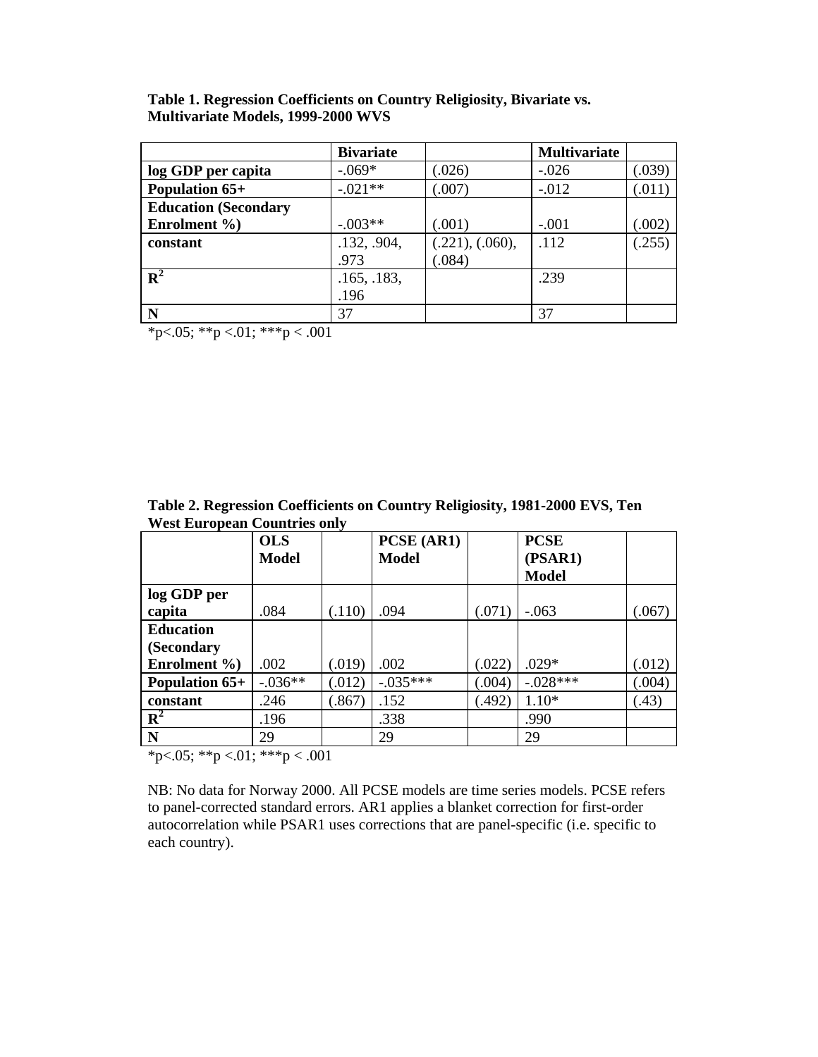**Table 1. Regression Coefficients on Country Religiosity, Bivariate vs. Multivariate Models, 1999-2000 WVS**

| | Bivariate | | Multivariate | |
|---|---|---|---|---|
| **log GDP per capita** | -.069* | (.026) | -.026 | (.039) |
| **Population 65+** | -.021** | (.007) | -.012 | (.011) |
| **Education (Secondary Enrolment %)** | -.003** | (.001) | -.001 | (.002) |
| **constant** | .132, .904, .973 | (.221), (.060), (.084) | .112 | (.255) |
| $\mathbf{R^2}$ | .165, .183, .196 | | .239 | |
| **N** | 37 | | 37 | |

*p<.05; **p <.01; ***p < .001

**Table 2. Regression Coefficients on Country Religiosity, 1981-2000 EVS, Ten West European Countries only**

| | OLS Model | | PCSE (AR1) Model | | PCSE (PSAR1) Model | |
|---|---|---|---|---|---|---|
| **log GDP per capita** | .084 | (.110) | .094 | (.071) | -.063 | (.067) |
| **Education (Secondary Enrolment %)** | .002 | (.019) | .002 | (.022) | .029* | (.012) |
| **Population 65+** | -.036** | (.012) | -.035*** | (.004) | -.028*** | (.004) |
| **constant** | .246 | (.867) | .152 | (.492) | 1.10* | (.43) |
| $\mathbf{R^2}$ | .196 | | .338 | | .990 | |
| **N** | 29 | | 29 | | 29 | |

*p<.05; **p <.01; ***p < .001

NB: No data for Norway 2000. All PCSE models are time series models. PCSE refers to panel-corrected standard errors. AR1 applies a blanket correction for first-order autocorrelation while PSAR1 uses corrections that are panel-specific (i.e. specific to each country).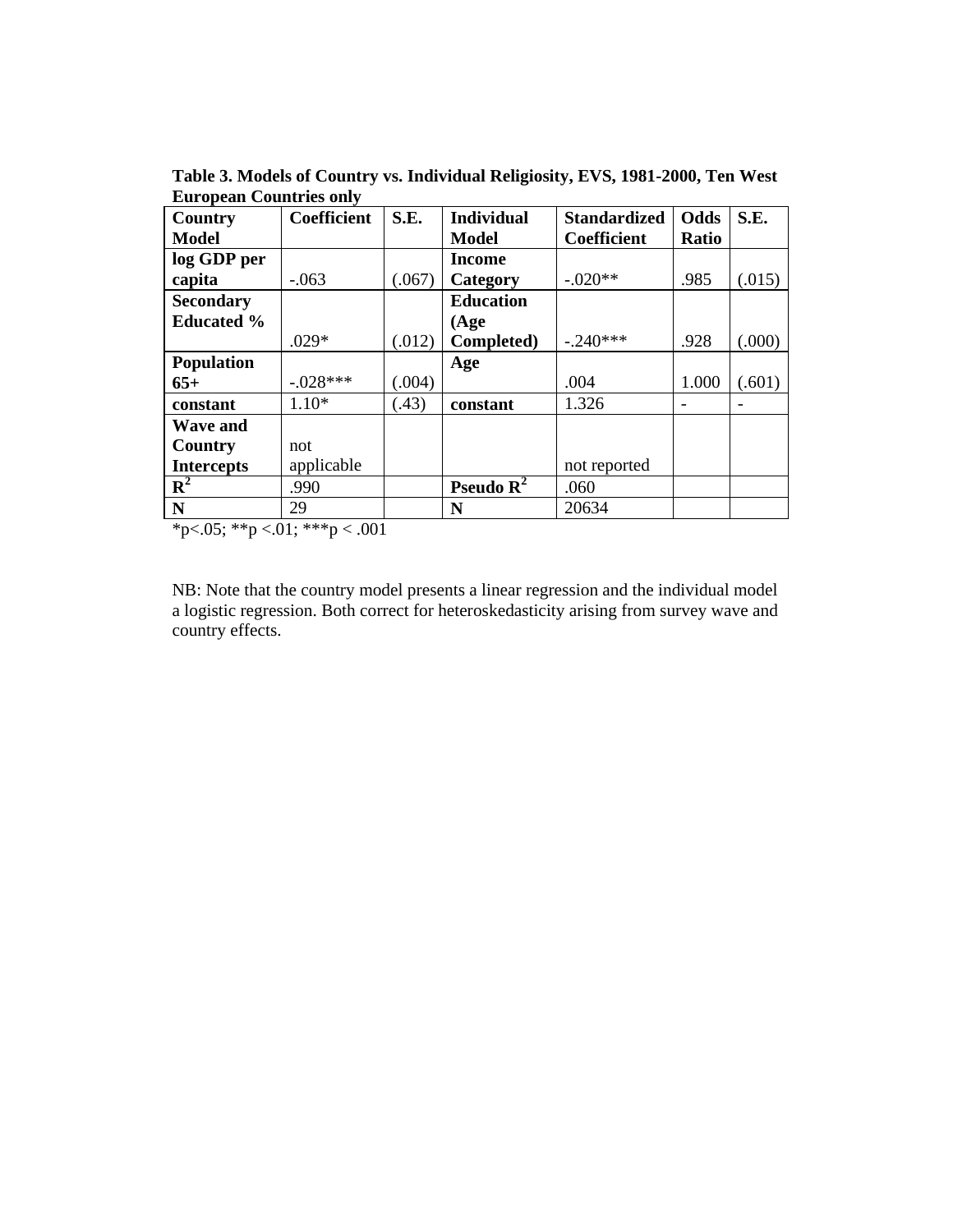**Table 3. Models of Country vs. Individual Religiosity, EVS, 1981-2000, Ten West European Countries only**

| Country Model | Coefficient | S.E. | Individual Model | Standardized Coefficient | Odds Ratio | S.E. |
|---|---|---|---|---|---|---|
| log GDP per capita | -.063 | (.067) | Income Category | -.020** | .985 | (.015) |
| Secondary Educated % | .029* | (.012) | Education (Age Completed) | -.240*** | .928 | (.000) |
| Population 65+ | -.028*** | (.004) | Age | .004 | 1.000 | (.601) |
| constant | 1.10* | (.43) | constant | 1.326 | - | - |
| Wave and Country Intercepts | not applicable | | | not reported | | |
| $R^2$ | .990 | | Pseudo $R^2$ | .060 | | |
| N | 29 | | N | 20634 | | |

*p<.05; **p <.01; ***p < .001

NB: Note that the country model presents a linear regression and the individual model a logistic regression. Both correct for heteroskedasticity arising from survey wave and country effects.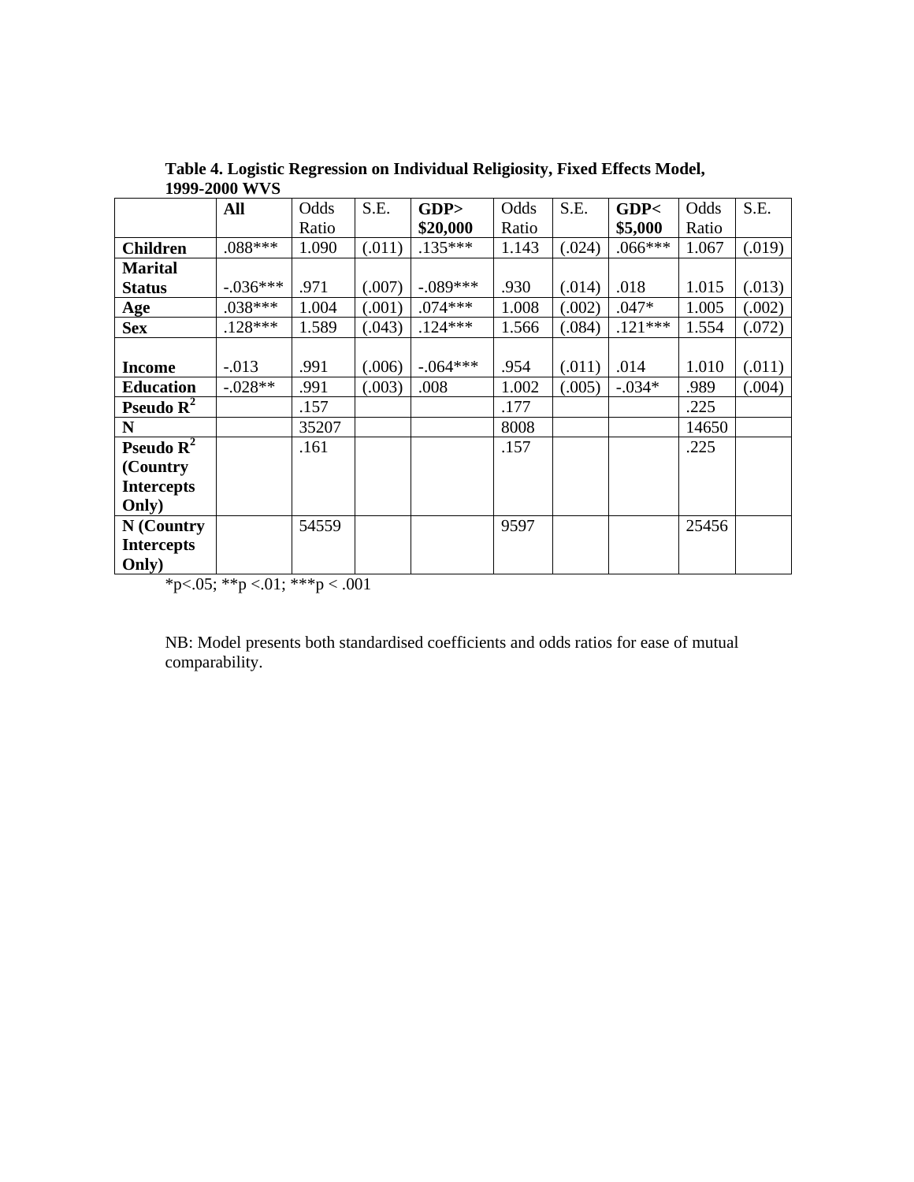**Table 4. Logistic Regression on Individual Religiosity, Fixed Effects Model, 1999-2000 WVS**

| | **All** | Odds Ratio | S.E. | **GDP> $20,000** | Odds Ratio | S.E. | **GDP< $5,000** | Odds Ratio | S.E. |
|---|---|---|---|---|---|---|---|---|---|
| **Children** | .088*** | 1.090 | (.011) | .135*** | 1.143 | (.024) | .066*** | 1.067 | (.019) |
| **Marital Status** | -.036*** | .971 | (.007) | -.089*** | .930 | (.014) | .018 | 1.015 | (.013) |
| **Age** | .038*** | 1.004 | (.001) | .074*** | 1.008 | (.002) | .047* | 1.005 | (.002) |
| **Sex** | .128*** | 1.589 | (.043) | .124*** | 1.566 | (.084) | .121*** | 1.554 | (.072) |
| **Income** | -.013 | .991 | (.006) | -.064*** | .954 | (.011) | .014 | 1.010 | (.011) |
| **Education** | -.028** | .991 | (.003) | .008 | 1.002 | (.005) | -.034* | .989 | (.004) |
| **Pseudo $R^2$** | | .157 | | | .177 | | | .225 | |
| **N** | | 35207 | | | 8008 | | | 14650 | |
| **Pseudo $R^2$ (Country Intercepts Only)** | | .161 | | | .157 | | | .225 | |
| **N (Country Intercepts Only)** | | 54559 | | | 9597 | | | 25456 | |

*p<.05; **p <.01; ***p < .001

NB: Model presents both standardised coefficients and odds ratios for ease of mutual comparability.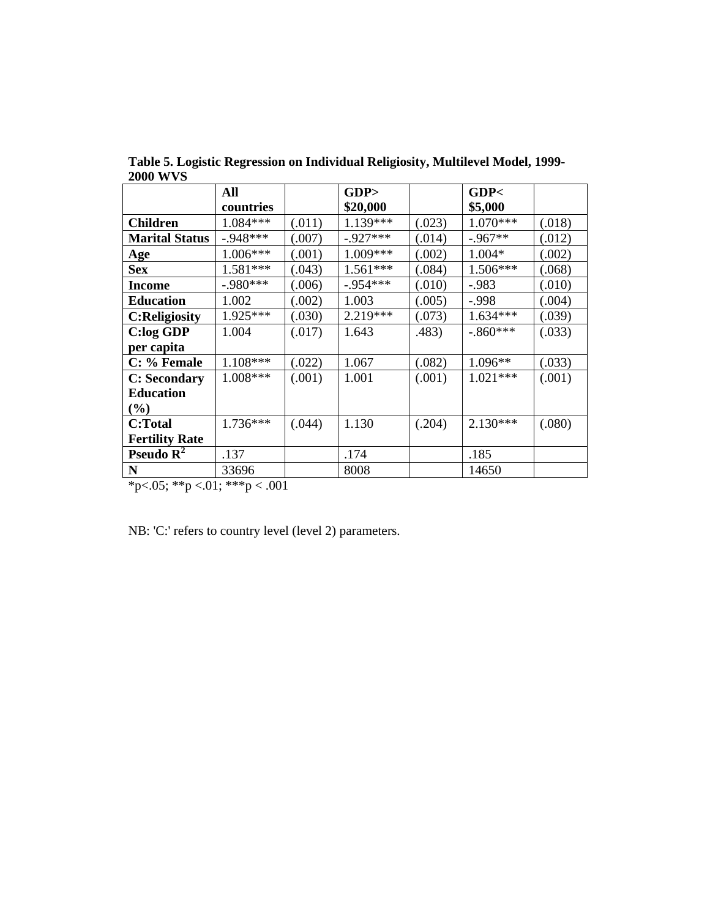**Table 5. Logistic Regression on Individual Religiosity, Multilevel Model, 1999-2000 WVS**

| | **All countries** | | **GDP> \$20,000** | | **GDP< \$5,000** | |
|---|---|---|---|---|---|---|
| **Children** | 1.084*** | (.011) | 1.139*** | (.023) | 1.070*** | (.018) |
| **Marital Status** | -.948*** | (.007) | -.927*** | (.014) | -.967** | (.012) |
| **Age** | 1.006*** | (.001) | 1.009*** | (.002) | 1.004* | (.002) |
| **Sex** | 1.581*** | (.043) | 1.561*** | (.084) | 1.506*** | (.068) |
| **Income** | -.980*** | (.006) | -.954*** | (.010) | -.983 | (.010) |
| **Education** | 1.002 | (.002) | 1.003 | (.005) | -.998 | (.004) |
| **C:Religiosity** | 1.925*** | (.030) | 2.219*** | (.073) | 1.634*** | (.039) |
| **C:log GDP per capita** | 1.004 | (.017) | 1.643 | .483) | -.860*** | (.033) |
| **C: % Female** | 1.108*** | (.022) | 1.067 | (.082) | 1.096** | (.033) |
| **C: Secondary Education (%)** | 1.008*** | (.001) | 1.001 | (.001) | 1.021*** | (.001) |
| **C:Total Fertility Rate** | 1.736*** | (.044) | 1.130 | (.204) | 2.130*** | (.080) |
| **Pseudo $R^2$** | .137 | | .174 | | .185 | |
| **N** | 33696 | | 8008 | | 14650 | |

*p<.05; **p <.01; ***p < .001

NB: 'C:' refers to country level (level 2) parameters.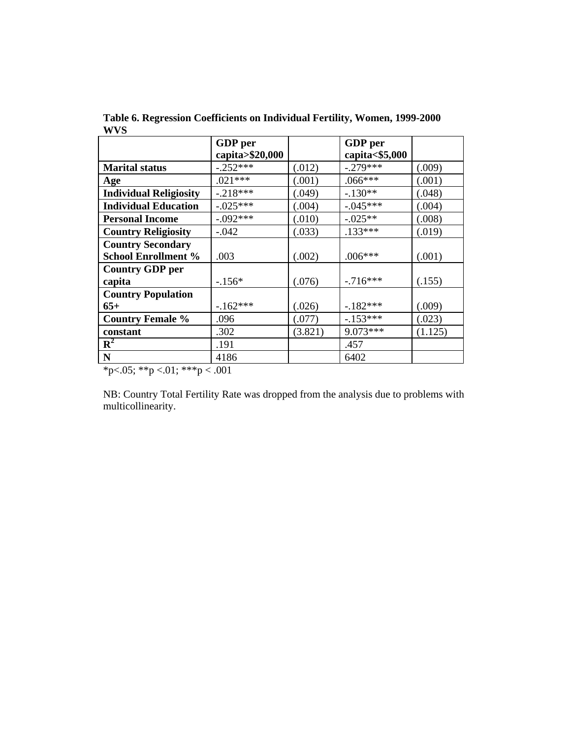**Table 6. Regression Coefficients on Individual Fertility, Women, 1999-2000 WVS**

| | GDP per capita>$20,000 | | GDP per capita<$5,000 | |
|---|---|---|---|---|
| **Marital status** | -.252*** | (.012) | -.279*** | (.009) |
| **Age** | .021*** | (.001) | .066*** | (.001) |
| **Individual Religiosity** | -.218*** | (.049) | -.130** | (.048) |
| **Individual Education** | -.025*** | (.004) | -.045*** | (.004) |
| **Personal Income** | -.092*** | (.010) | -.025** | (.008) |
| **Country Religiosity** | -.042 | (.033) | .133*** | (.019) |
| **Country Secondary School Enrollment %** | .003 | (.002) | .006*** | (.001) |
| **Country GDP per capita** | -.156* | (.076) | -.716*** | (.155) |
| **Country Population 65+** | -.162*** | (.026) | -.182*** | (.009) |
| **Country Female %** | .096 | (.077) | -.153*** | (.023) |
| **constant** | .302 | (3.821) | 9.073*** | (1.125) |
| **$R^2$** | .191 | | .457 | |
| **N** | 4186 | | 6402 | |

*p<.05; **p <.01; ***p < .001

NB: Country Total Fertility Rate was dropped from the analysis due to problems with multicollinearity.